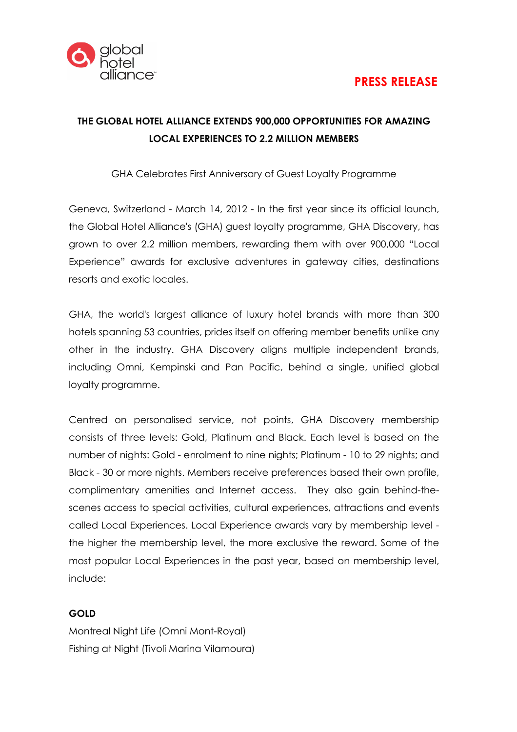**PRESS RELEASE**

# THE GLOBAL HOTEL ALLIANCE EXTENDS 900,000 OPPORTUNITIES FOR AMAZING LOCAL EXPERIENCES TO 2.2 MILLION MEMBERS

GHA Celebrates First Anniversary of Guest Loyalty Programme

Geneva, Switzerland - March 14, 2012 - In the first year since its official launch, the Global Hotel Alliance's (GHA) guest loyalty programme, GHA Discovery, has grown to over 2.2 million members, rewarding them with over 900,000 "Local Experience" awards for exclusive adventures in gateway cities, destinations resorts and exotic locales.

GHA, the world's largest alliance of luxury hotel brands with more than 300 hotels spanning 53 countries, prides itself on offering member benefits unlike any other in the industry. GHA Discovery aligns multiple independent brands, including Omni, Kempinski and Pan Pacific, behind a single, unified global loyalty programme.

Centred on personalised service, not points, GHA Discovery membership consists of three levels: Gold, Platinum and Black. Each level is based on the number of nights: Gold - enrolment to nine nights; Platinum - 10 to 29 nights; and Black - 30 or more nights. Members receive preferences based their own profile, complimentary amenities and Internet access. They also gain behind-the-scenes access to special activities, cultural experiences, attractions and events called Local Experiences. Local Experience awards vary by membership level - the higher the membership level, the more exclusive the reward. Some of the most popular Local Experiences in the past year, based on membership level, include:

**GOLD**

Montreal Night Life (Omni Mont-Royal)
Fishing at Night (Tivoli Marina Vilamoura)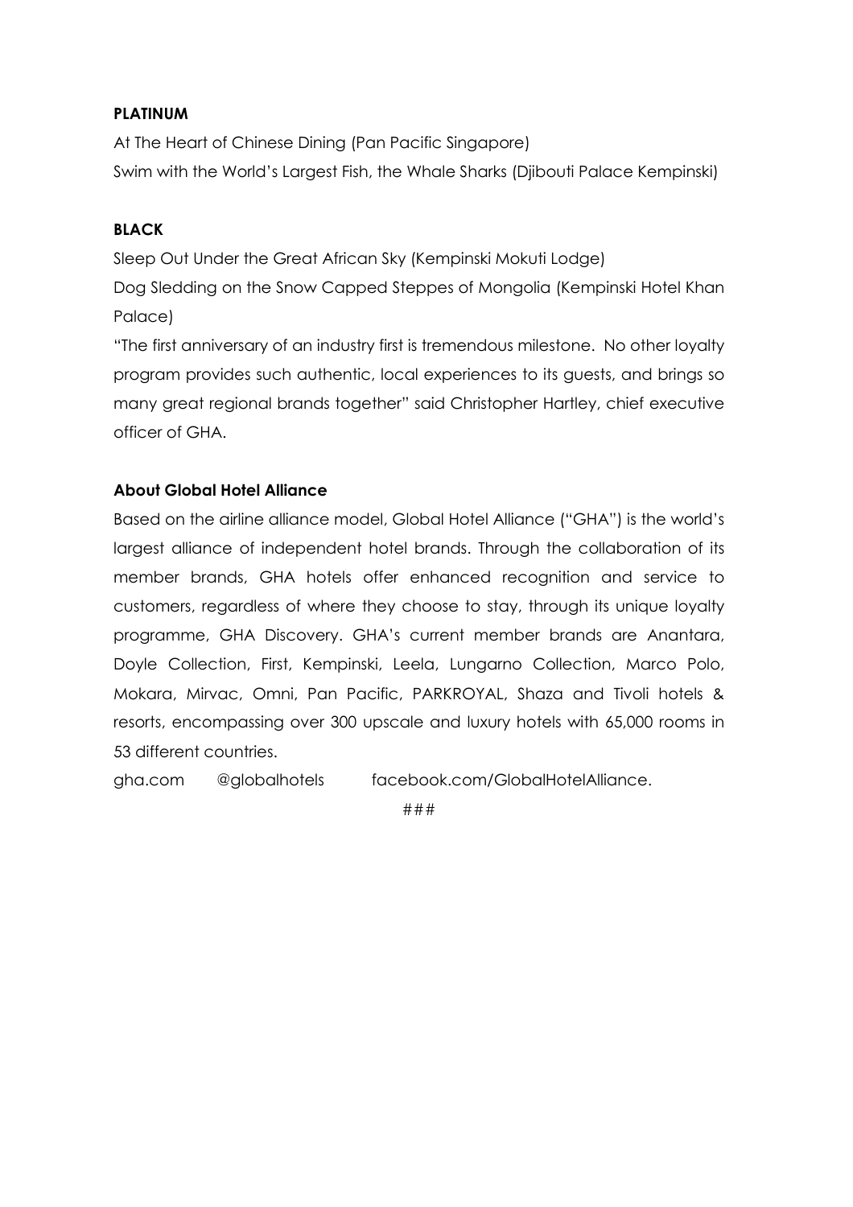**PLATINUM**

At The Heart of Chinese Dining (Pan Pacific Singapore)
Swim with the World's Largest Fish, the Whale Sharks (Djibouti Palace Kempinski)

**BLACK**

Sleep Out Under the Great African Sky (Kempinski Mokuti Lodge)
Dog Sledding on the Snow Capped Steppes of Mongolia (Kempinski Hotel Khan Palace)

"The first anniversary of an industry first is tremendous milestone. No other loyalty program provides such authentic, local experiences to its guests, and brings so many great regional brands together" said Christopher Hartley, chief executive officer of GHA.

**About Global Hotel Alliance**

Based on the airline alliance model, Global Hotel Alliance ("GHA") is the world's largest alliance of independent hotel brands. Through the collaboration of its member brands, GHA hotels offer enhanced recognition and service to customers, regardless of where they choose to stay, through its unique loyalty programme, GHA Discovery. GHA's current member brands are Anantara, Doyle Collection, First, Kempinski, Leela, Lungarno Collection, Marco Polo, Mokara, Mirvac, Omni, Pan Pacific, PARKROYAL, Shaza and Tivoli hotels & resorts, encompassing over 300 upscale and luxury hotels with 65,000 rooms in 53 different countries.

gha.com @globalhotels facebook.com/GlobalHotelAlliance.

###